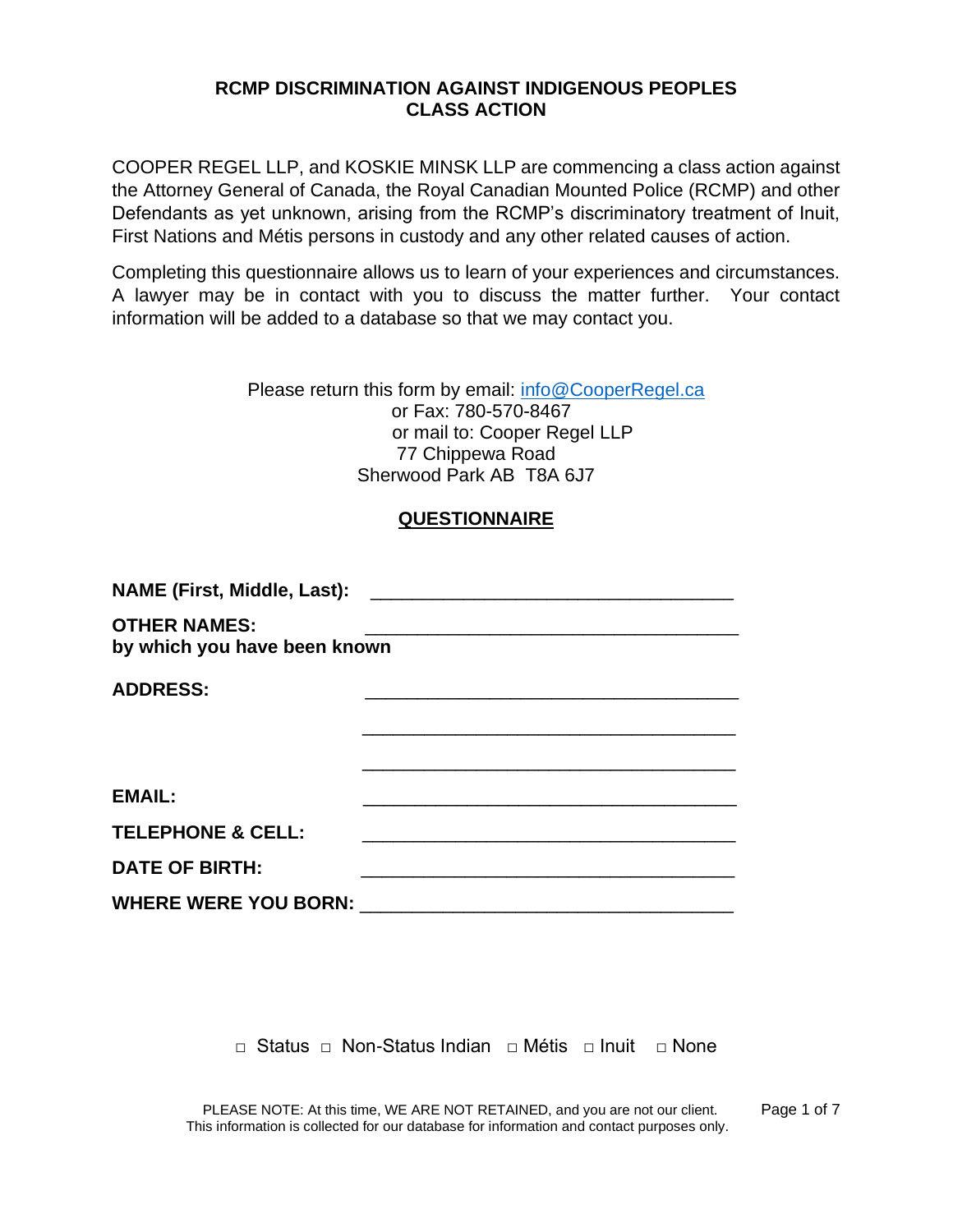# RCMP DISCRIMINATION AGAINST INDIGENOUS PEOPLES CLASS ACTION

COOPER REGEL LLP, and KOSKIE MINSK LLP are commencing a class action against the Attorney General of Canada, the Royal Canadian Mounted Police (RCMP) and other Defendants as yet unknown, arising from the RCMP's discriminatory treatment of Inuit, First Nations and Métis persons in custody and any other related causes of action.

Completing this questionnaire allows us to learn of your experiences and circumstances. A lawyer may be in contact with you to discuss the matter further. Your contact information will be added to a database so that we may contact you.

Please return this form by email: info@CooperRegel.ca
or Fax: 780-570-8467
or mail to: Cooper Regel LLP
77 Chippewa Road
Sherwood Park AB T8A 6J7

## QUESTIONNAIRE

**NAME (First, Middle, Last):** ___________________________________

**OTHER NAMES by which you have been known:** ___________________________________

**ADDRESS:** ___________________________________

___________________________________

___________________________________

**EMAIL:** ___________________________________

**TELEPHONE & CELL:** ___________________________________

**DATE OF BIRTH:** ___________________________________

**WHERE WERE YOU BORN:** ___________________________________

□ Status □ Non-Status Indian □ Métis □ Inuit □ None

PLEASE NOTE: At this time, WE ARE NOT RETAINED, and you are not our client. This information is collected for our database for information and contact purposes only.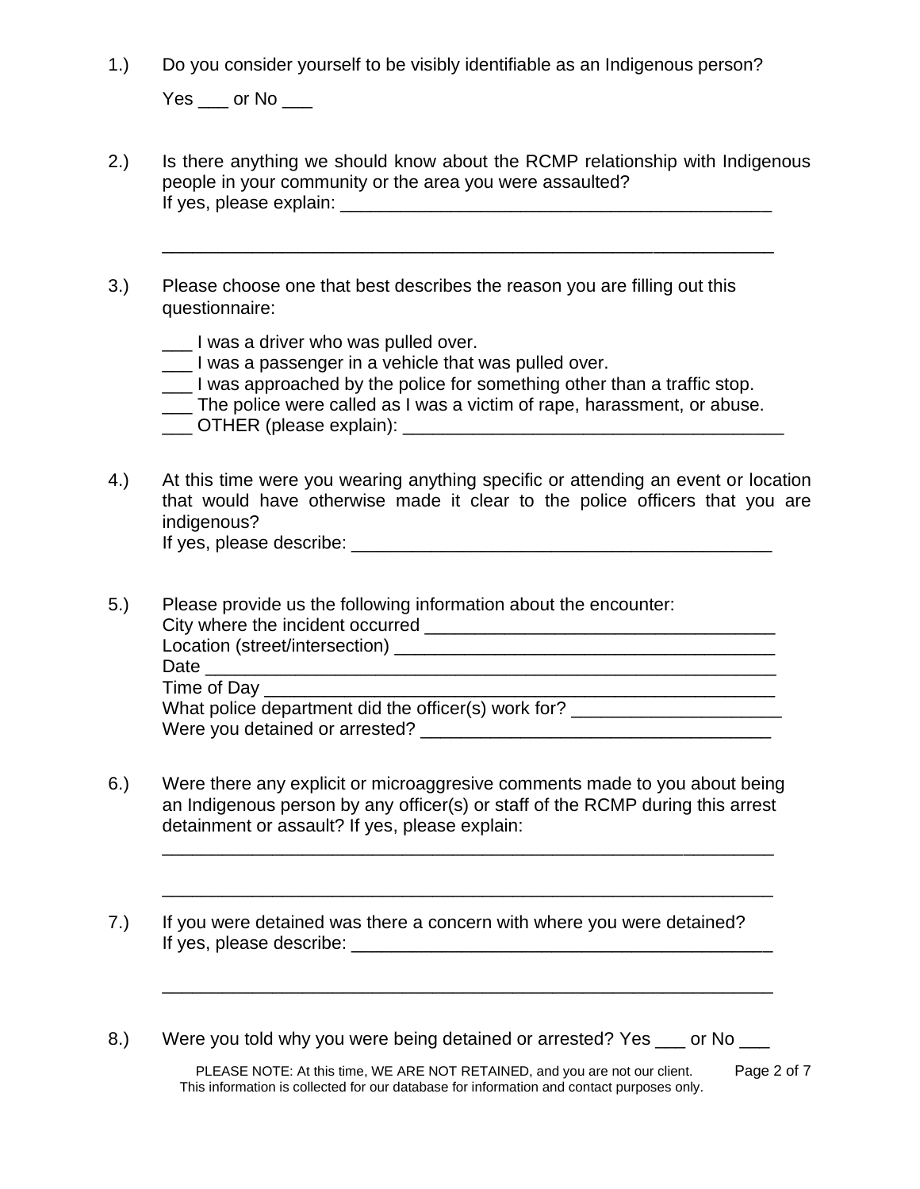1.) Do you consider yourself to be visibly identifiable as an Indigenous person?

Yes ___ or No ___

2.) Is there anything we should know about the RCMP relationship with Indigenous people in your community or the area you were assaulted?
If yes, please explain: ____________________________________________

____________________________________________________________

3.) Please choose one that best describes the reason you are filling out this questionnaire:

___ I was a driver who was pulled over.
___ I was a passenger in a vehicle that was pulled over.
___ I was approached by the police for something other than a traffic stop.
___ The police were called as I was a victim of rape, harassment, or abuse.
___ OTHER (please explain): _______________________________________

4.) At this time were you wearing anything specific or attending an event or location that would have otherwise made it clear to the police officers that you are indigenous?
If yes, please describe: __________________________________________

5.) Please provide us the following information about the encounter:
City where the incident occurred ___________________________________
Location (street/intersection) ______________________________________
Date ________________________________________________________
Time of Day __________________________________________________
What police department did the officer(s) work for? ____________________
Were you detained or arrested? ___________________________________

6.) Were there any explicit or microaggresive comments made to you about being an Indigenous person by any officer(s) or staff of the RCMP during this arrest detainment or assault? If yes, please explain:

____________________________________________________________

____________________________________________________________

7.) If you were detained was there a concern with where you were detained?
If yes, please describe: __________________________________________

____________________________________________________________

8.) Were you told why you were being detained or arrested? Yes ___ or No ___

PLEASE NOTE: At this time, WE ARE NOT RETAINED, and you are not our client. This information is collected for our database for information and contact purposes only.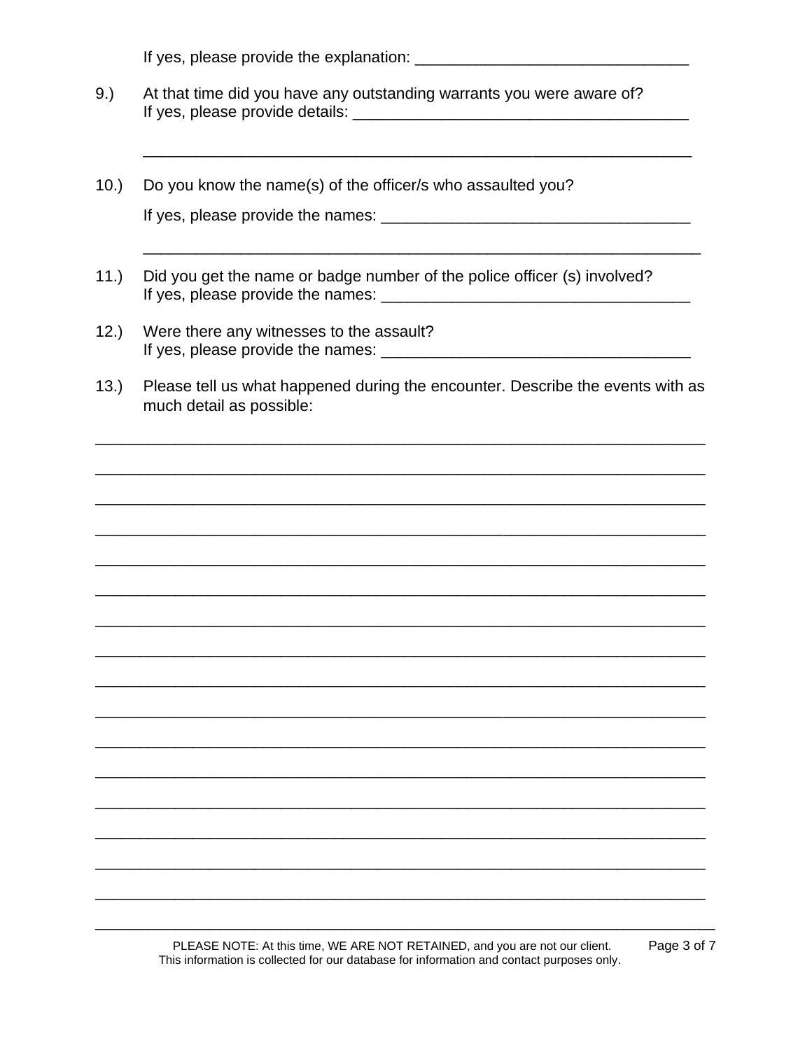If yes, please provide the explanation: _______________________________

9.) At that time did you have any outstanding warrants you were aware of?
If yes, please provide details: _______________________________________

_______________________________________________________________

10.) Do you know the name(s) of the officer/s who assaulted you?

If yes, please provide the names: ___________________________________

_______________________________________________________________

11.) Did you get the name or badge number of the police officer (s) involved?
If yes, please provide the names: ___________________________________

12.) Were there any witnesses to the assault?
If yes, please provide the names: ___________________________________

13.) Please tell us what happened during the encounter. Describe the events with as much detail as possible:

_______________________________________________________________________

_______________________________________________________________________

_______________________________________________________________________

_______________________________________________________________________

_______________________________________________________________________

_______________________________________________________________________

_______________________________________________________________________

_______________________________________________________________________

_______________________________________________________________________

_______________________________________________________________________

_______________________________________________________________________

_______________________________________________________________________

_______________________________________________________________________

_______________________________________________________________________

_______________________________________________________________________

_______________________________________________________________________

_______________________________________________________________________

PLEASE NOTE: At this time, WE ARE NOT RETAINED, and you are not our client.
This information is collected for our database for information and contact purposes only.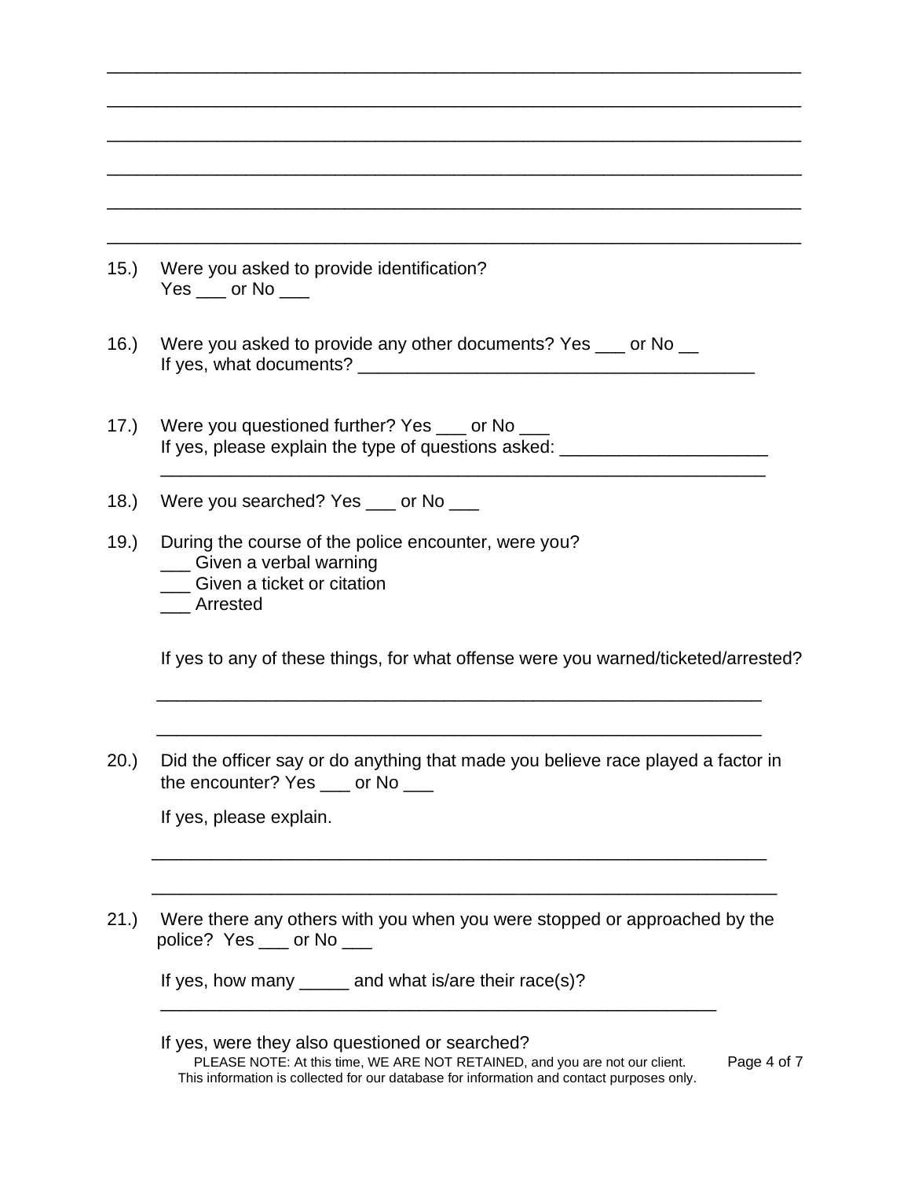\_\_\_\_\_\_\_\_\_\_\_\_\_\_\_\_\_\_\_\_\_\_\_\_\_\_\_\_\_\_\_\_\_\_\_\_\_\_\_\_\_\_\_\_\_\_\_\_\_\_\_\_\_\_\_\_\_\_\_\_\_\_\_\_

\_\_\_\_\_\_\_\_\_\_\_\_\_\_\_\_\_\_\_\_\_\_\_\_\_\_\_\_\_\_\_\_\_\_\_\_\_\_\_\_\_\_\_\_\_\_\_\_\_\_\_\_\_\_\_\_\_\_\_\_\_\_\_\_

\_\_\_\_\_\_\_\_\_\_\_\_\_\_\_\_\_\_\_\_\_\_\_\_\_\_\_\_\_\_\_\_\_\_\_\_\_\_\_\_\_\_\_\_\_\_\_\_\_\_\_\_\_\_\_\_\_\_\_\_\_\_\_\_

\_\_\_\_\_\_\_\_\_\_\_\_\_\_\_\_\_\_\_\_\_\_\_\_\_\_\_\_\_\_\_\_\_\_\_\_\_\_\_\_\_\_\_\_\_\_\_\_\_\_\_\_\_\_\_\_\_\_\_\_\_\_\_\_

\_\_\_\_\_\_\_\_\_\_\_\_\_\_\_\_\_\_\_\_\_\_\_\_\_\_\_\_\_\_\_\_\_\_\_\_\_\_\_\_\_\_\_\_\_\_\_\_\_\_\_\_\_\_\_\_\_\_\_\_\_\_\_\_

\_\_\_\_\_\_\_\_\_\_\_\_\_\_\_\_\_\_\_\_\_\_\_\_\_\_\_\_\_\_\_\_\_\_\_\_\_\_\_\_\_\_\_\_\_\_\_\_\_\_\_\_\_\_\_\_\_\_\_\_\_\_\_\_

15.) Were you asked to provide identification?
Yes ___ or No ___

16.) Were you asked to provide any other documents? Yes ___ or No __
If yes, what documents? ________________________________________

17.) Were you questioned further? Yes ___ or No ___
If yes, please explain the type of questions asked: ____________________
____________________________________________________________

18.) Were you searched? Yes ___ or No ___

19.) During the course of the police encounter, were you?
___ Given a verbal warning
___ Given a ticket or citation
___ Arrested

If yes to any of these things, for what offense were you warned/ticketed/arrested?

____________________________________________________________

____________________________________________________________

20.) Did the officer say or do anything that made you believe race played a factor in the encounter? Yes ___ or No ___

If yes, please explain.

____________________________________________________________

____________________________________________________________

21.) Were there any others with you when you were stopped or approached by the police? Yes ___ or No ___

If yes, how many _____ and what is/are their race(s)?
________________________________________________________

If yes, were they also questioned or searched?

PLEASE NOTE: At this time, WE ARE NOT RETAINED, and you are not our client.
This information is collected for our database for information and contact purposes only.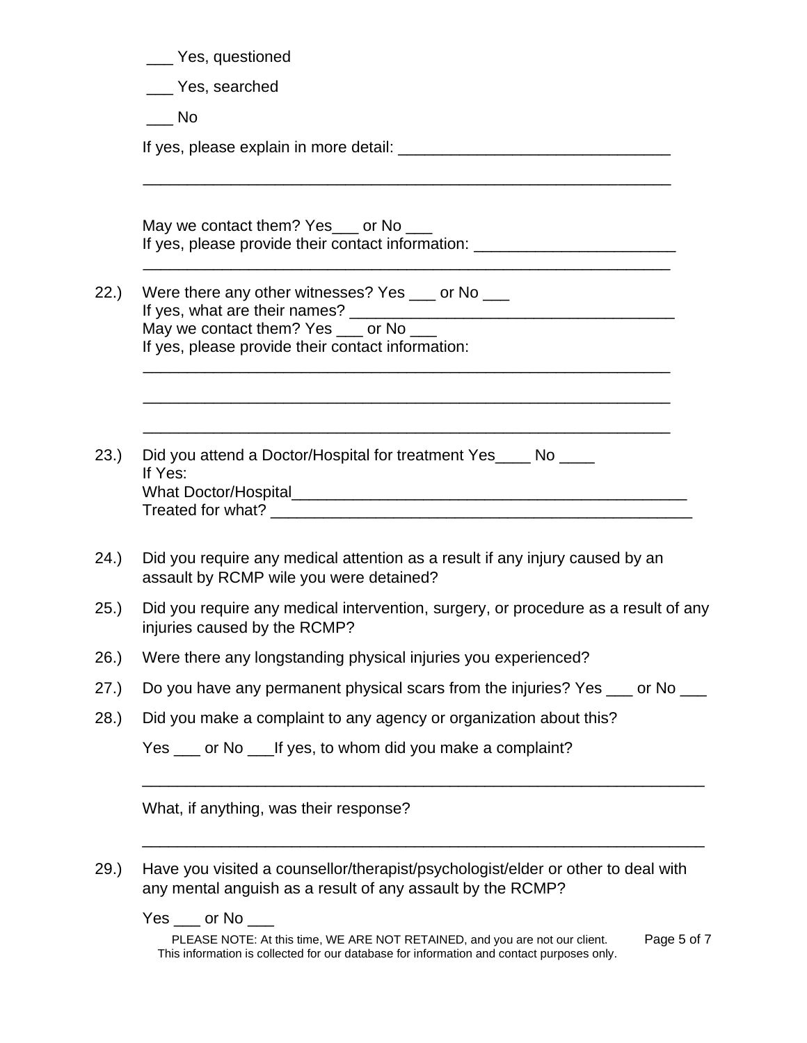___ Yes, questioned

___ Yes, searched

___ No

If yes, please explain in more detail: _______________________________

_____________________________________________________________

May we contact them? Yes___ or No ___
If yes, please provide their contact information: _______________________
_____________________________________________________________

22.) Were there any other witnesses? Yes ___ or No ___
If yes, what are their names? _____________________________________
May we contact them? Yes ___ or No ___
If yes, please provide their contact information:
_____________________________________________________________

_____________________________________________________________

_____________________________________________________________

23.) Did you attend a Doctor/Hospital for treatment Yes____ No ____
If Yes:
What Doctor/Hospital_______________________________________________
Treated for what? _________________________________________________

24.) Did you require any medical attention as a result if any injury caused by an assault by RCMP wile you were detained?

25.) Did you require any medical intervention, surgery, or procedure as a result of any injuries caused by the RCMP?

26.) Were there any longstanding physical injuries you experienced?

27.) Do you have any permanent physical scars from the injuries? Yes ___ or No ___

28.) Did you make a complaint to any agency or organization about this?

Yes ___ or No ___If yes, to whom did you make a complaint?

_________________________________________________________________

What, if anything, was their response?

_________________________________________________________________

29.) Have you visited a counsellor/therapist/psychologist/elder or other to deal with any mental anguish as a result of any assault by the RCMP?

Yes ___ or No ___

PLEASE NOTE: At this time, WE ARE NOT RETAINED, and you are not our client. This information is collected for our database for information and contact purposes only.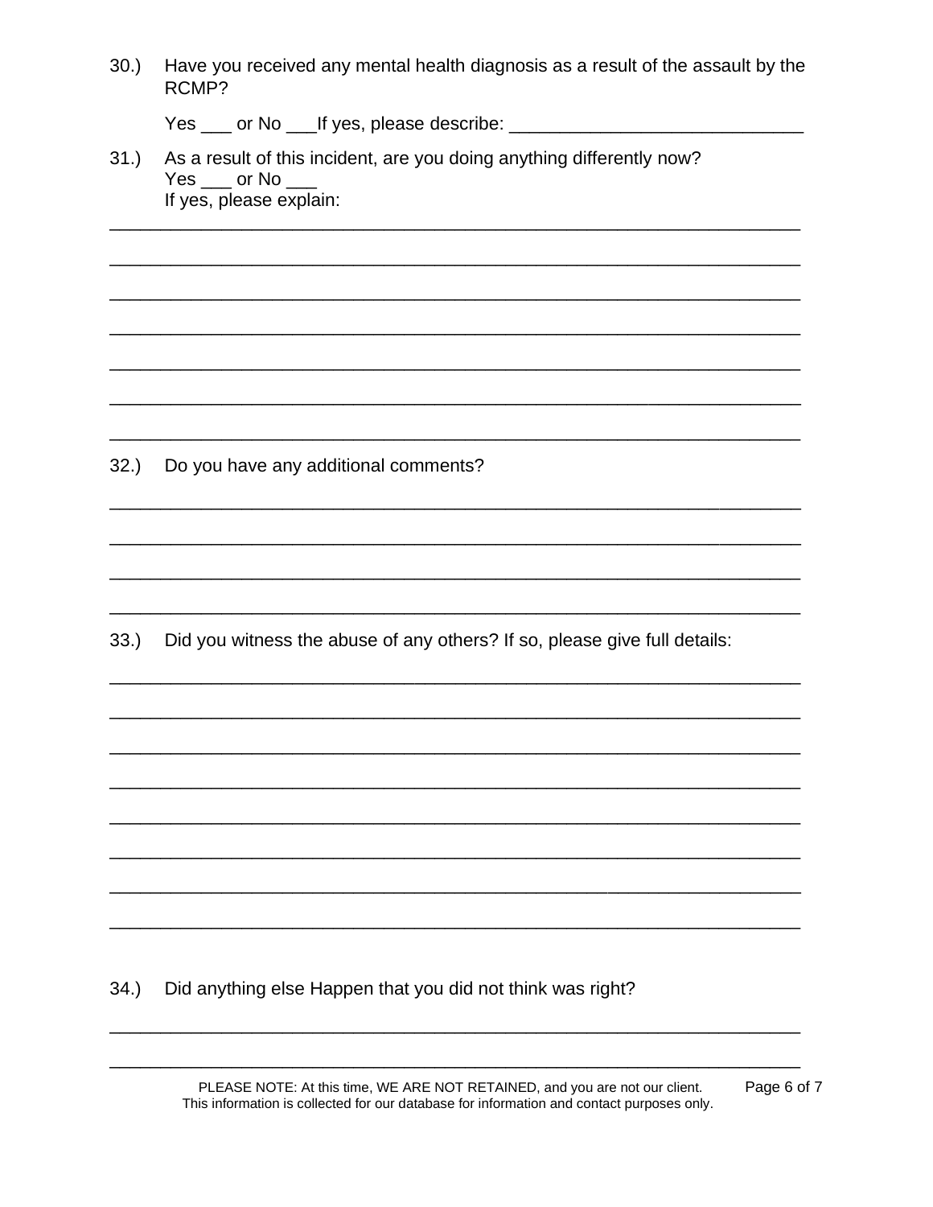30.) Have you received any mental health diagnosis as a result of the assault by the RCMP?

Yes ___ or No ___If yes, please describe: ____________________________

31.) As a result of this incident, are you doing anything differently now?
Yes ___ or No ___
If yes, please explain:

_________________________________________________________________

_________________________________________________________________

_________________________________________________________________

_________________________________________________________________

_________________________________________________________________

_________________________________________________________________

_________________________________________________________________

32.) Do you have any additional comments?

_________________________________________________________________

_________________________________________________________________

_________________________________________________________________

_________________________________________________________________

33.) Did you witness the abuse of any others? If so, please give full details:

_________________________________________________________________

_________________________________________________________________

_________________________________________________________________

_________________________________________________________________

_________________________________________________________________

_________________________________________________________________

_________________________________________________________________

_________________________________________________________________

34.) Did anything else Happen that you did not think was right?

_________________________________________________________________

_________________________________________________________________

PLEASE NOTE: At this time, WE ARE NOT RETAINED, and you are not our client.
This information is collected for our database for information and contact purposes only.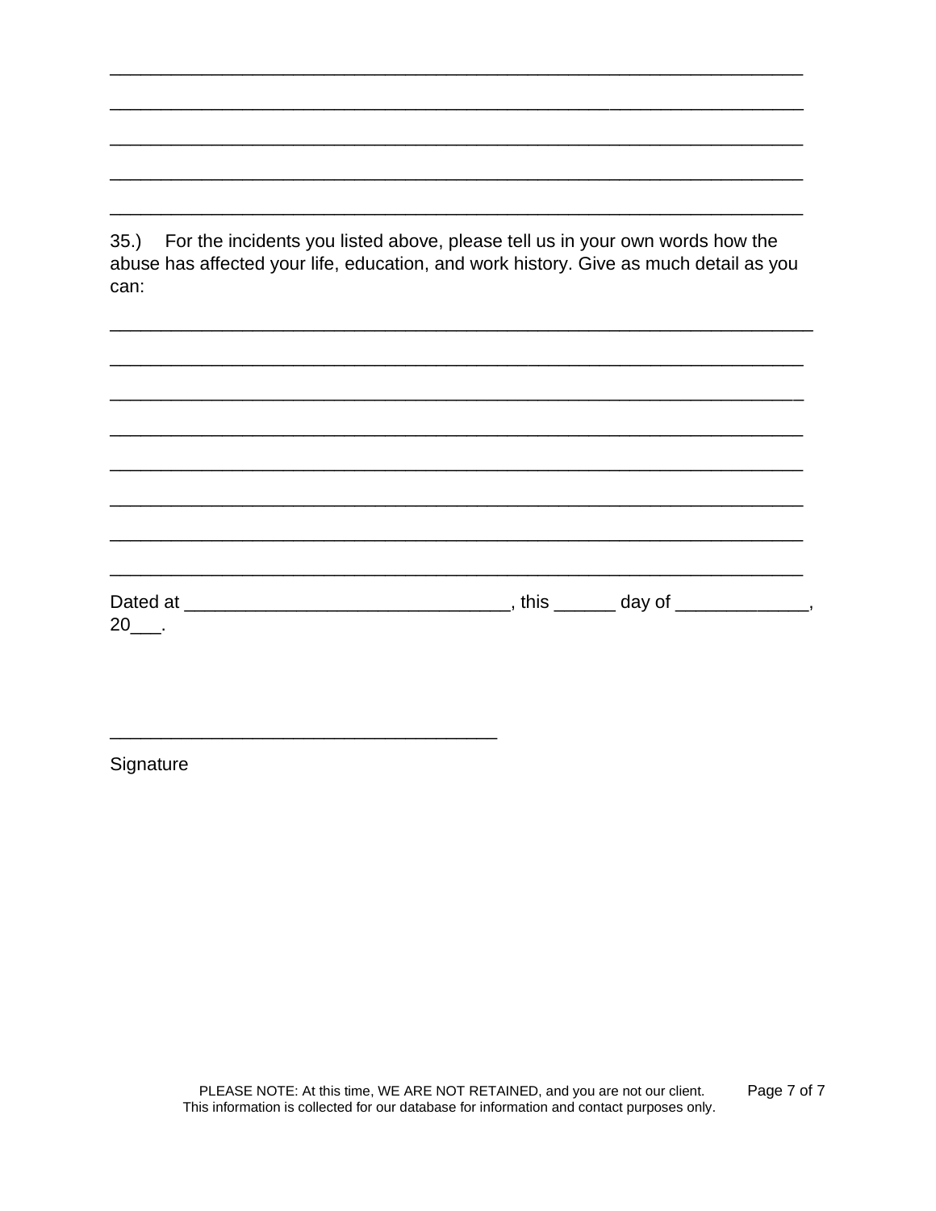\_\_\_\_\_\_\_\_\_\_\_\_\_\_\_\_\_\_\_\_\_\_\_\_\_\_\_\_\_\_\_\_\_\_\_\_\_\_\_\_\_\_\_\_\_\_\_\_\_\_\_\_\_\_\_\_\_\_\_\_\_\_\_\_\_\_\_\_

\_\_\_\_\_\_\_\_\_\_\_\_\_\_\_\_\_\_\_\_\_\_\_\_\_\_\_\_\_\_\_\_\_\_\_\_\_\_\_\_\_\_\_\_\_\_\_\_\_\_\_\_\_\_\_\_\_\_\_\_\_\_\_\_\_\_\_\_

\_\_\_\_\_\_\_\_\_\_\_\_\_\_\_\_\_\_\_\_\_\_\_\_\_\_\_\_\_\_\_\_\_\_\_\_\_\_\_\_\_\_\_\_\_\_\_\_\_\_\_\_\_\_\_\_\_\_\_\_\_\_\_\_\_\_\_\_

\_\_\_\_\_\_\_\_\_\_\_\_\_\_\_\_\_\_\_\_\_\_\_\_\_\_\_\_\_\_\_\_\_\_\_\_\_\_\_\_\_\_\_\_\_\_\_\_\_\_\_\_\_\_\_\_\_\_\_\_\_\_\_\_\_\_\_\_

\_\_\_\_\_\_\_\_\_\_\_\_\_\_\_\_\_\_\_\_\_\_\_\_\_\_\_\_\_\_\_\_\_\_\_\_\_\_\_\_\_\_\_\_\_\_\_\_\_\_\_\_\_\_\_\_\_\_\_\_\_\_\_\_\_\_\_\_

35.) For the incidents you listed above, please tell us in your own words how the abuse has affected your life, education, and work history. Give as much detail as you can:

\_\_\_\_\_\_\_\_\_\_\_\_\_\_\_\_\_\_\_\_\_\_\_\_\_\_\_\_\_\_\_\_\_\_\_\_\_\_\_\_\_\_\_\_\_\_\_\_\_\_\_\_\_\_\_\_\_\_\_\_\_\_\_\_\_\_\_\_

\_\_\_\_\_\_\_\_\_\_\_\_\_\_\_\_\_\_\_\_\_\_\_\_\_\_\_\_\_\_\_\_\_\_\_\_\_\_\_\_\_\_\_\_\_\_\_\_\_\_\_\_\_\_\_\_\_\_\_\_\_\_\_\_\_\_\_\_

\_\_\_\_\_\_\_\_\_\_\_\_\_\_\_\_\_\_\_\_\_\_\_\_\_\_\_\_\_\_\_\_\_\_\_\_\_\_\_\_\_\_\_\_\_\_\_\_\_\_\_\_\_\_\_\_\_\_\_\_\_\_\_\_\_\_\_\_

\_\_\_\_\_\_\_\_\_\_\_\_\_\_\_\_\_\_\_\_\_\_\_\_\_\_\_\_\_\_\_\_\_\_\_\_\_\_\_\_\_\_\_\_\_\_\_\_\_\_\_\_\_\_\_\_\_\_\_\_\_\_\_\_\_\_\_\_

\_\_\_\_\_\_\_\_\_\_\_\_\_\_\_\_\_\_\_\_\_\_\_\_\_\_\_\_\_\_\_\_\_\_\_\_\_\_\_\_\_\_\_\_\_\_\_\_\_\_\_\_\_\_\_\_\_\_\_\_\_\_\_\_\_\_\_\_

\_\_\_\_\_\_\_\_\_\_\_\_\_\_\_\_\_\_\_\_\_\_\_\_\_\_\_\_\_\_\_\_\_\_\_\_\_\_\_\_\_\_\_\_\_\_\_\_\_\_\_\_\_\_\_\_\_\_\_\_\_\_\_\_\_\_\_\_

\_\_\_\_\_\_\_\_\_\_\_\_\_\_\_\_\_\_\_\_\_\_\_\_\_\_\_\_\_\_\_\_\_\_\_\_\_\_\_\_\_\_\_\_\_\_\_\_\_\_\_\_\_\_\_\_\_\_\_\_\_\_\_\_\_\_\_\_

\_\_\_\_\_\_\_\_\_\_\_\_\_\_\_\_\_\_\_\_\_\_\_\_\_\_\_\_\_\_\_\_\_\_\_\_\_\_\_\_\_\_\_\_\_\_\_\_\_\_\_\_\_\_\_\_\_\_\_\_\_\_\_\_\_\_\_\_

Dated at \_\_\_\_\_\_\_\_\_\_\_\_\_\_\_\_\_\_\_\_\_\_\_\_\_\_\_\_\_\_\_, this \_\_\_\_\_\_ day of \_\_\_\_\_\_\_\_\_\_\_\_\_, 20\_\_\_.

\_\_\_\_\_\_\_\_\_\_\_\_\_\_\_\_\_\_\_\_\_\_\_\_\_\_\_\_\_\_\_\_\_\_\_\_\_\_

Signature

PLEASE NOTE: At this time, WE ARE NOT RETAINED, and you are not our client.
This information is collected for our database for information and contact purposes only.